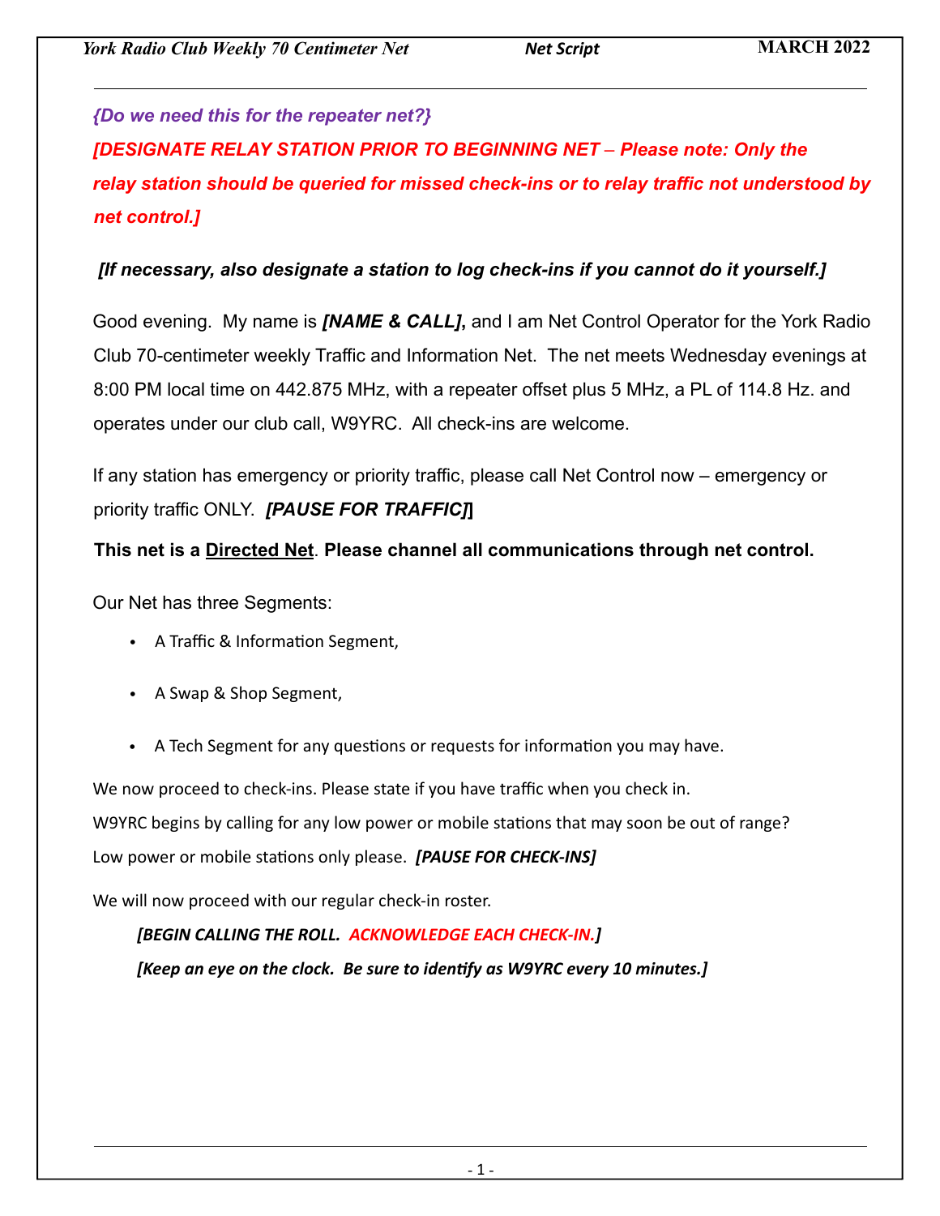*{Do we need this for the repeater net?}*

***[DESIGNATE RELAY STATION PRIOR TO BEGINNING NET – Please note: Only the relay station should be queried for missed check-ins or to relay traffic not understood by net control.]***

***[If necessary, also designate a station to log check-ins if you cannot do it yourself.]***

Good evening. My name is ***[NAME & CALL]***, and I am Net Control Operator for the York Radio Club 70-centimeter weekly Traffic and Information Net. The net meets Wednesday evenings at 8:00 PM local time on 442.875 MHz, with a repeater offset plus 5 MHz, a PL of 114.8 Hz. and operates under our club call, W9YRC. All check-ins are welcome.

If any station has emergency or priority traffic, please call Net Control now – emergency or priority traffic ONLY. ***[PAUSE FOR TRAFFIC]***

**This net is a <u>Directed Net</u>. Please channel all communications through net control.**

Our Net has three Segments:

- A Traffic & Information Segment,
- A Swap & Shop Segment,
- A Tech Segment for any questions or requests for information you may have.

We now proceed to check-ins. Please state if you have traffic when you check in.

W9YRC begins by calling for any low power or mobile stations that may soon be out of range? Low power or mobile stations only please. ***[PAUSE FOR CHECK-INS]***

We will now proceed with our regular check-in roster.

***[BEGIN CALLING THE ROLL. ACKNOWLEDGE EACH CHECK-IN.]***

***[Keep an eye on the clock. Be sure to identify as W9YRC every 10 minutes.]***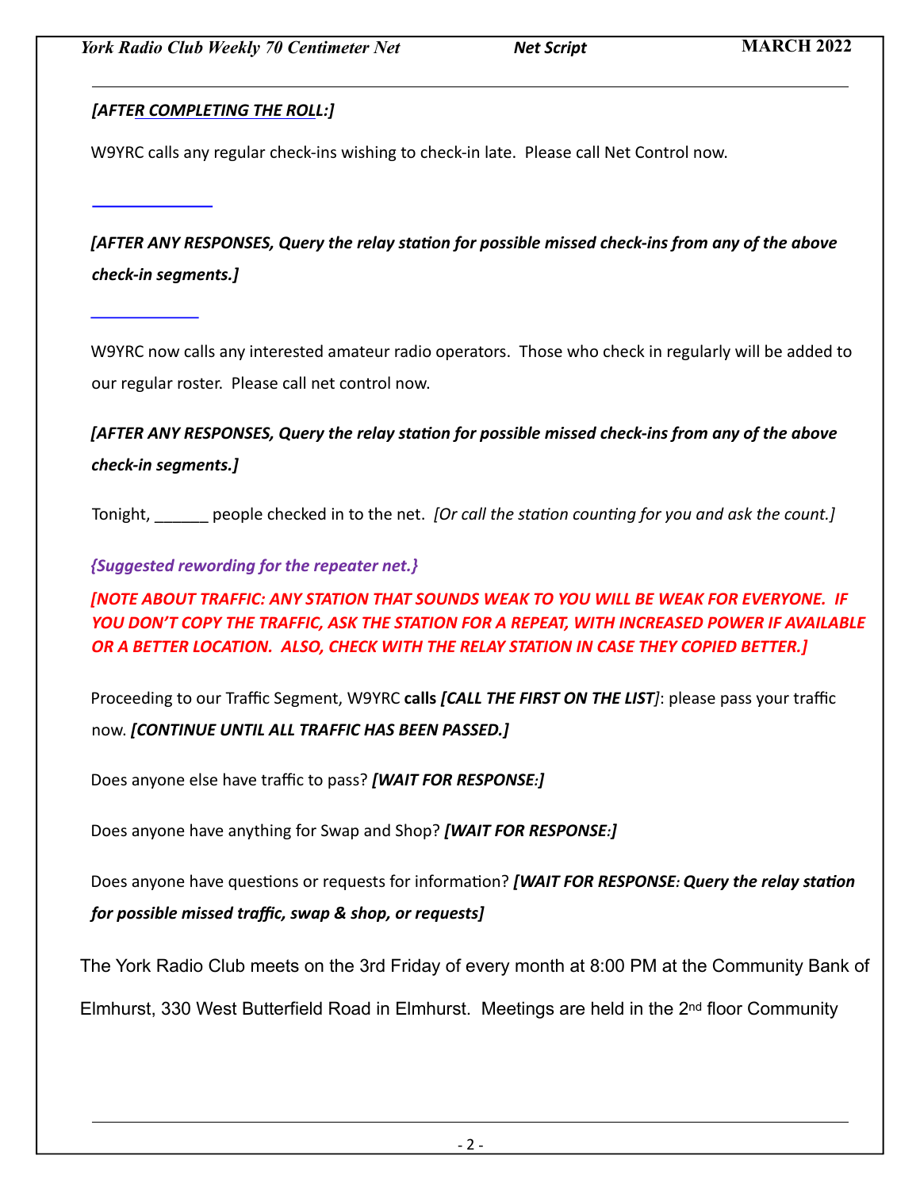***[AFTER COMPLETING THE ROLL:]***

W9YRC calls any regular check-ins wishing to check-in late.  Please call Net Control now.

***[AFTER ANY RESPONSES, Query the relay station for possible missed check-ins from any of the above check-in segments.]***

W9YRC now calls any interested amateur radio operators.  Those who check in regularly will be added to our regular roster.  Please call net control now.

***[AFTER ANY RESPONSES, Query the relay station for possible missed check-ins from any of the above check-in segments.]***

Tonight, ______ people checked in to the net.  *[Or call the station counting for you and ask the count.]*

***{Suggested rewording for the repeater net.}***

***[NOTE ABOUT TRAFFIC: ANY STATION THAT SOUNDS WEAK TO YOU WILL BE WEAK FOR EVERYONE.  IF YOU DON'T COPY THE TRAFFIC, ASK THE STATION FOR A REPEAT, WITH INCREASED POWER IF AVAILABLE OR A BETTER LOCATION.  ALSO, CHECK WITH THE RELAY STATION IN CASE THEY COPIED BETTER.]***

Proceeding to our Traffic Segment, W9YRC **calls *[CALL THE FIRST ON THE LIST]***: please pass your traffic now. ***[CONTINUE UNTIL ALL TRAFFIC HAS BEEN PASSED.]***

Does anyone else have traffic to pass? ***[WAIT FOR RESPONSE:]***

Does anyone have anything for Swap and Shop? ***[WAIT FOR RESPONSE:]***

Does anyone have questions or requests for information? ***[WAIT FOR RESPONSE: Query the relay station for possible missed traffic, swap & shop, or requests]***

The York Radio Club meets on the 3rd Friday of every month at 8:00 PM at the Community Bank of Elmhurst, 330 West Butterfield Road in Elmhurst.  Meetings are held in the 2nd floor Community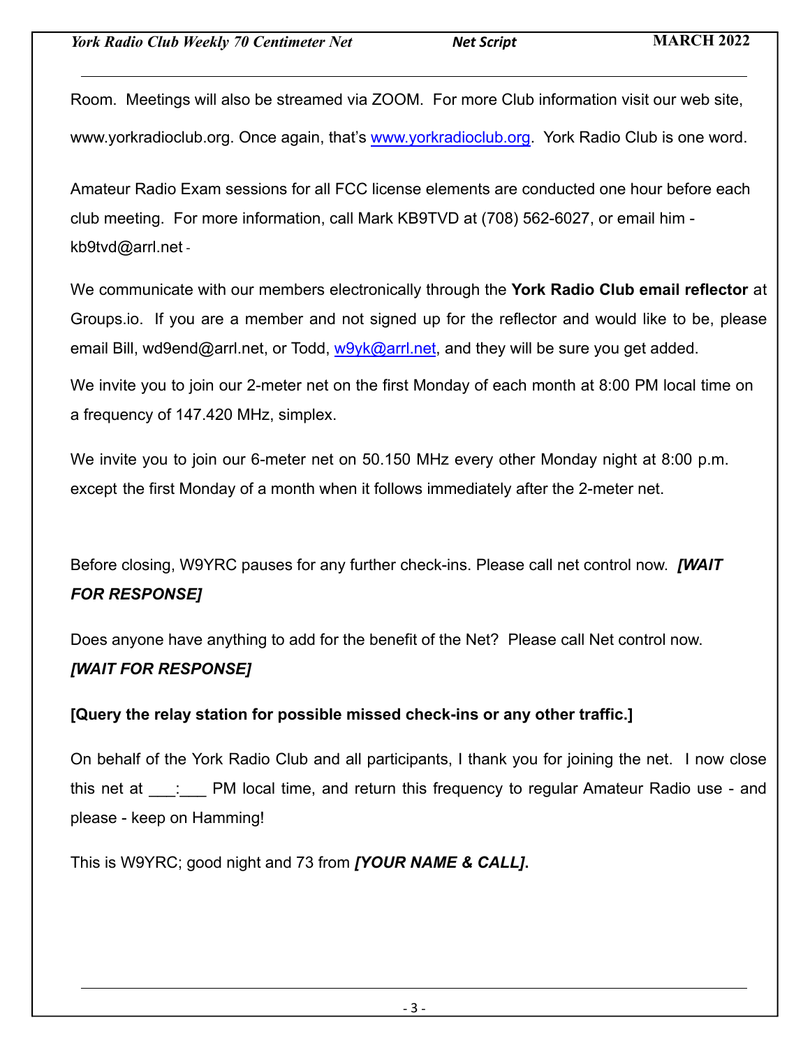Room. Meetings will also be streamed via ZOOM. For more Club information visit our web site, www.yorkradioclub.org. Once again, that's www.yorkradioclub.org. York Radio Club is one word.

Amateur Radio Exam sessions for all FCC license elements are conducted one hour before each club meeting. For more information, call Mark KB9TVD at (708) 562-6027, or email him - kb9tvd@arrl.net -

We communicate with our members electronically through the **York Radio Club email reflector** at Groups.io. If you are a member and not signed up for the reflector and would like to be, please email Bill, wd9end@arrl.net, or Todd, w9yk@arrl.net, and they will be sure you get added.

We invite you to join our 2-meter net on the first Monday of each month at 8:00 PM local time on a frequency of 147.420 MHz, simplex.

We invite you to join our 6-meter net on 50.150 MHz every other Monday night at 8:00 p.m. except the first Monday of a month when it follows immediately after the 2-meter net.

Before closing, W9YRC pauses for any further check-ins. Please call net control now. ***[WAIT FOR RESPONSE]***

Does anyone have anything to add for the benefit of the Net? Please call Net control now. ***[WAIT FOR RESPONSE]***

**[Query the relay station for possible missed check-ins or any other traffic.]**

On behalf of the York Radio Club and all participants, I thank you for joining the net. I now close this net at ___:___ PM local time, and return this frequency to regular Amateur Radio use - and please - keep on Hamming!

This is W9YRC; good night and 73 from ***[YOUR NAME & CALL]***.